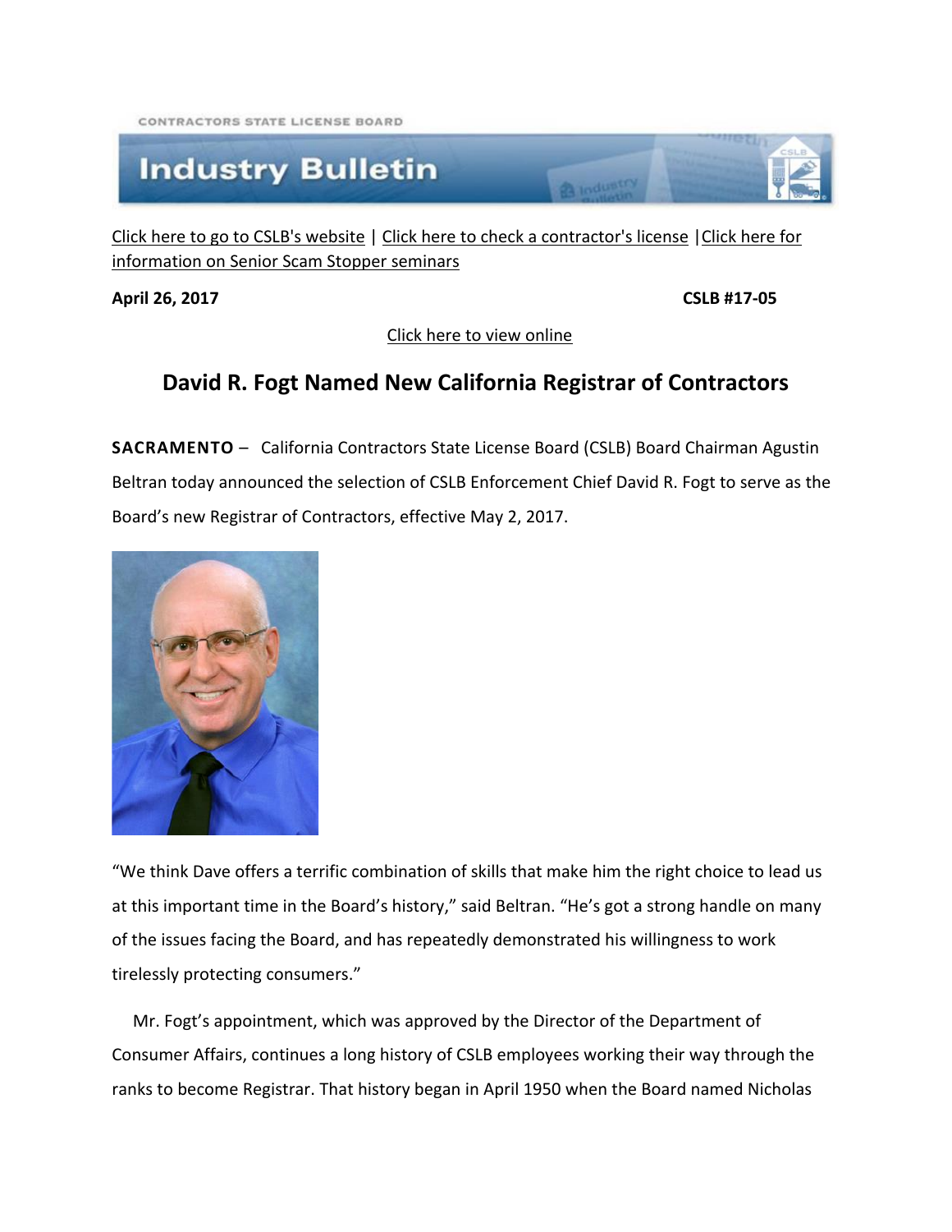CONTRACTORS STATE LICENSE BOARD

# Industry Bulletin

Click here to go to CSLB's website | Click here to check a contractor's license | Click here for information on Senior Scam Stopper seminars

**April 26, 2017** **CSLB #17-05**

Click here to view online

## David R. Fogt Named New California Registrar of Contractors

**SACRAMENTO** – California Contractors State License Board (CSLB) Board Chairman Agustin Beltran today announced the selection of CSLB Enforcement Chief David R. Fogt to serve as the Board's new Registrar of Contractors, effective May 2, 2017.

"We think Dave offers a terrific combination of skills that make him the right choice to lead us at this important time in the Board's history," said Beltran. "He's got a strong handle on many of the issues facing the Board, and has repeatedly demonstrated his willingness to work tirelessly protecting consumers."

Mr. Fogt's appointment, which was approved by the Director of the Department of Consumer Affairs, continues a long history of CSLB employees working their way through the ranks to become Registrar. That history began in April 1950 when the Board named Nicholas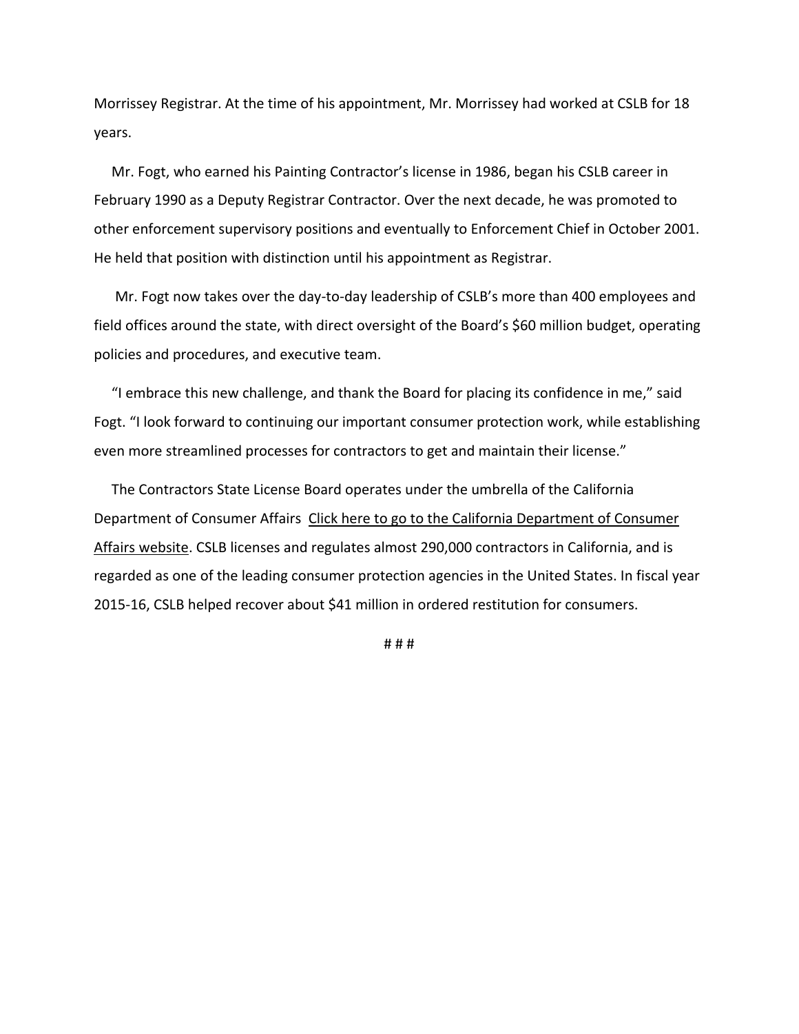Morrissey Registrar. At the time of his appointment, Mr. Morrissey had worked at CSLB for 18 years.

Mr. Fogt, who earned his Painting Contractor's license in 1986, began his CSLB career in February 1990 as a Deputy Registrar Contractor. Over the next decade, he was promoted to other enforcement supervisory positions and eventually to Enforcement Chief in October 2001. He held that position with distinction until his appointment as Registrar.

Mr. Fogt now takes over the day-to-day leadership of CSLB's more than 400 employees and field offices around the state, with direct oversight of the Board's $60 million budget, operating policies and procedures, and executive team.

"I embrace this new challenge, and thank the Board for placing its confidence in me," said Fogt. "I look forward to continuing our important consumer protection work, while establishing even more streamlined processes for contractors to get and maintain their license."

The Contractors State License Board operates under the umbrella of the California Department of Consumer Affairs Click here to go to the California Department of Consumer Affairs website. CSLB licenses and regulates almost 290,000 contractors in California, and is regarded as one of the leading consumer protection agencies in the United States. In fiscal year 2015-16, CSLB helped recover about $41 million in ordered restitution for consumers.

# # #